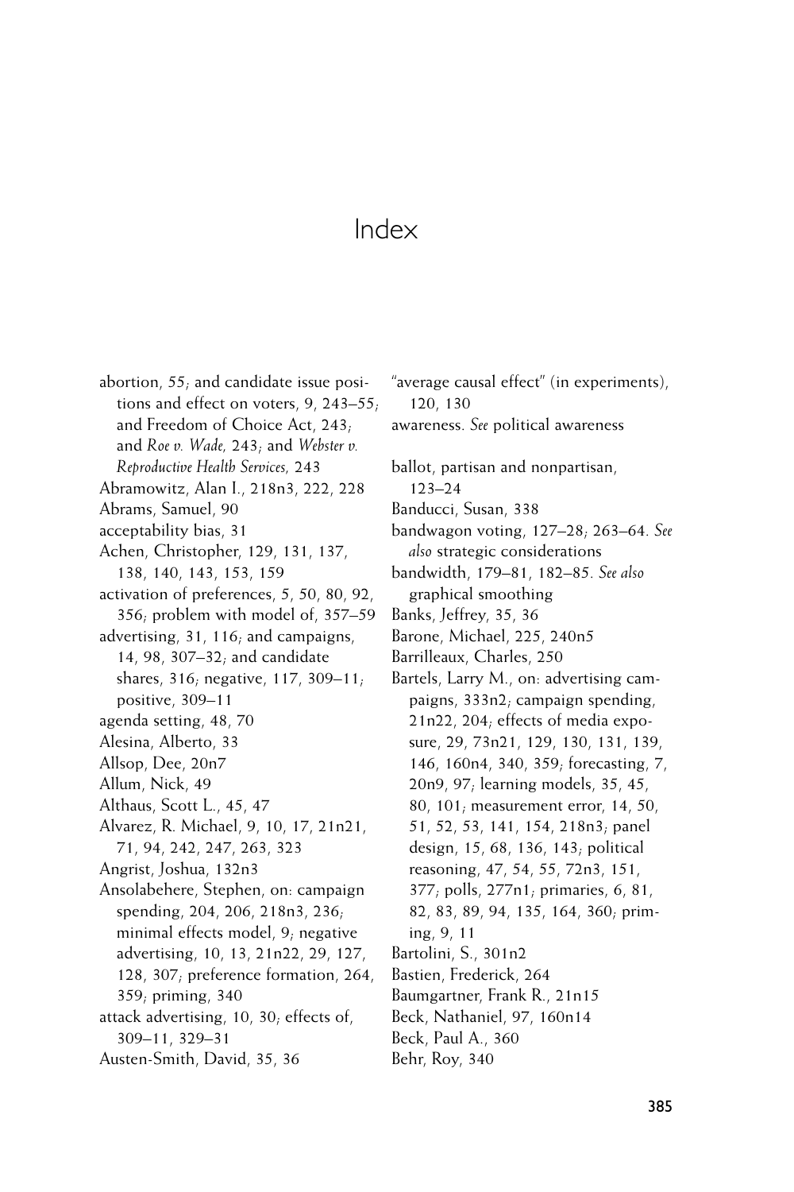# Index

abortion, 55; and candidate issue positions and effect on voters, 9, 243–55; and Freedom of Choice Act, 243; and *Roe v. Wade,* 243; and *Webster v. Reproductive Health Services,* 243
Abramowitz, Alan I., 218n3, 222, 228
Abrams, Samuel, 90
acceptability bias, 31
Achen, Christopher, 129, 131, 137, 138, 140, 143, 153, 159
activation of preferences, 5, 50, 80, 92, 356; problem with model of, 357–59
advertising, 31, 116; and campaigns, 14, 98, 307–32; and candidate shares, 316; negative, 117, 309–11; positive, 309–11
agenda setting, 48, 70
Alesina, Alberto, 33
Allsop, Dee, 20n7
Allum, Nick, 49
Althaus, Scott L., 45, 47
Alvarez, R. Michael, 9, 10, 17, 21n21, 71, 94, 242, 247, 263, 323
Angrist, Joshua, 132n3
Ansolabehere, Stephen, on: campaign spending, 204, 206, 218n3, 236; minimal effects model, 9; negative advertising, 10, 13, 21n22, 29, 127, 128, 307; preference formation, 264, 359; priming, 340
attack advertising, 10, 30; effects of, 309–11, 329–31
Austen-Smith, David, 35, 36

"average causal effect" (in experiments), 120, 130
awareness. *See* political awareness

ballot, partisan and nonpartisan, 123–24
Banducci, Susan, 338
bandwagon voting, 127–28; 263–64. *See also* strategic considerations
bandwidth, 179–81, 182–85. *See also* graphical smoothing
Banks, Jeffrey, 35, 36
Barone, Michael, 225, 240n5
Barrilleaux, Charles, 250
Bartels, Larry M., on: advertising campaigns, 333n2; campaign spending, 21n22, 204; effects of media exposure, 29, 73n21, 129, 130, 131, 139, 146, 160n4, 340, 359; forecasting, 7, 20n9, 97; learning models, 35, 45, 80, 101; measurement error, 14, 50, 51, 52, 53, 141, 154, 218n3; panel design, 15, 68, 136, 143; political reasoning, 47, 54, 55, 72n3, 151, 377; polls, 277n1; primaries, 6, 81, 82, 83, 89, 94, 135, 164, 360; priming, 9, 11
Bartolini, S., 301n2
Bastien, Frederick, 264
Baumgartner, Frank R., 21n15
Beck, Nathaniel, 97, 160n14
Beck, Paul A., 360
Behr, Roy, 340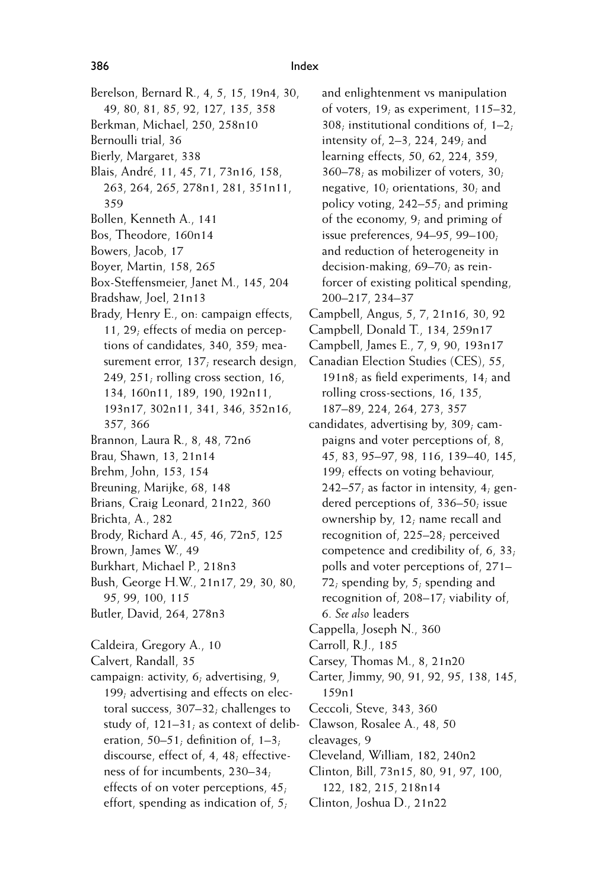Berelson, Bernard R., 4, 5, 15, 19n4, 30, 49, 80, 81, 85, 92, 127, 135, 358
Berkman, Michael, 250, 258n10
Bernoulli trial, 36
Bierly, Margaret, 338
Blais, André, 11, 45, 71, 73n16, 158, 263, 264, 265, 278n1, 281, 351n11, 359
Bollen, Kenneth A., 141
Bos, Theodore, 160n14
Bowers, Jacob, 17
Boyer, Martin, 158, 265
Box-Steffensmeier, Janet M., 145, 204
Bradshaw, Joel, 21n13
Brady, Henry E., on: campaign effects, 11, 29; effects of media on perceptions of candidates, 340, 359; measurement error, 137; research design, 249, 251; rolling cross section, 16, 134, 160n11, 189, 190, 192n11, 193n17, 302n11, 341, 346, 352n16, 357, 366
Brannon, Laura R., 8, 48, 72n6
Brau, Shawn, 13, 21n14
Brehm, John, 153, 154
Breuning, Marijke, 68, 148
Brians, Craig Leonard, 21n22, 360
Brichta, A., 282
Brody, Richard A., 45, 46, 72n5, 125
Brown, James W., 49
Burkhart, Michael P., 218n3
Bush, George H.W., 21n17, 29, 30, 80, 95, 99, 100, 115
Butler, David, 264, 278n3

Caldeira, Gregory A., 10
Calvert, Randall, 35
campaign: activity, 6; advertising, 9, 199; advertising and effects on electoral success, 307–32; challenges to study of, 121–31; as context of deliberation, 50–51; definition of, 1–3; discourse, effect of, 4, 48; effectiveness of for incumbents, 230–34; effects of on voter perceptions, 45; effort, spending as indication of, 5; and enlightenment vs manipulation of voters, 19; as experiment, 115–32, 308; institutional conditions of, 1–2; intensity of, 2–3, 224, 249; and learning effects, 50, 62, 224, 359, 360–78; as mobilizer of voters, 30; negative, 10; orientations, 30; and policy voting, 242–55; and priming of the economy, 9; and priming of issue preferences, 94–95, 99–100; and reduction of heterogeneity in decision-making, 69–70; as reinforcer of existing political spending, 200–217, 234–37
Campbell, Angus, 5, 7, 21n16, 30, 92
Campbell, Donald T., 134, 259n17
Campbell, James E., 7, 9, 90, 193n17
Canadian Election Studies (CES), 55, 191n8; as field experiments, 14; and rolling cross-sections, 16, 135, 187–89, 224, 264, 273, 357
candidates, advertising by, 309; campaigns and voter perceptions of, 8, 45, 83, 95–97, 98, 116, 139–40, 145, 199; effects on voting behaviour, 242–57; as factor in intensity, 4; gendered perceptions of, 336–50; issue ownership by, 12; name recall and recognition of, 225–28; perceived competence and credibility of, 6, 33; polls and voter perceptions of, 271–72; spending by, 5; spending and recognition of, 208–17; viability of, 6. *See also* leaders
Cappella, Joseph N., 360
Carroll, R.J., 185
Carsey, Thomas M., 8, 21n20
Carter, Jimmy, 90, 91, 92, 95, 138, 145, 159n1
Ceccoli, Steve, 343, 360
Clawson, Rosalee A., 48, 50
cleavages, 9
Cleveland, William, 182, 240n2
Clinton, Bill, 73n15, 80, 91, 97, 100, 122, 182, 215, 218n14
Clinton, Joshua D., 21n22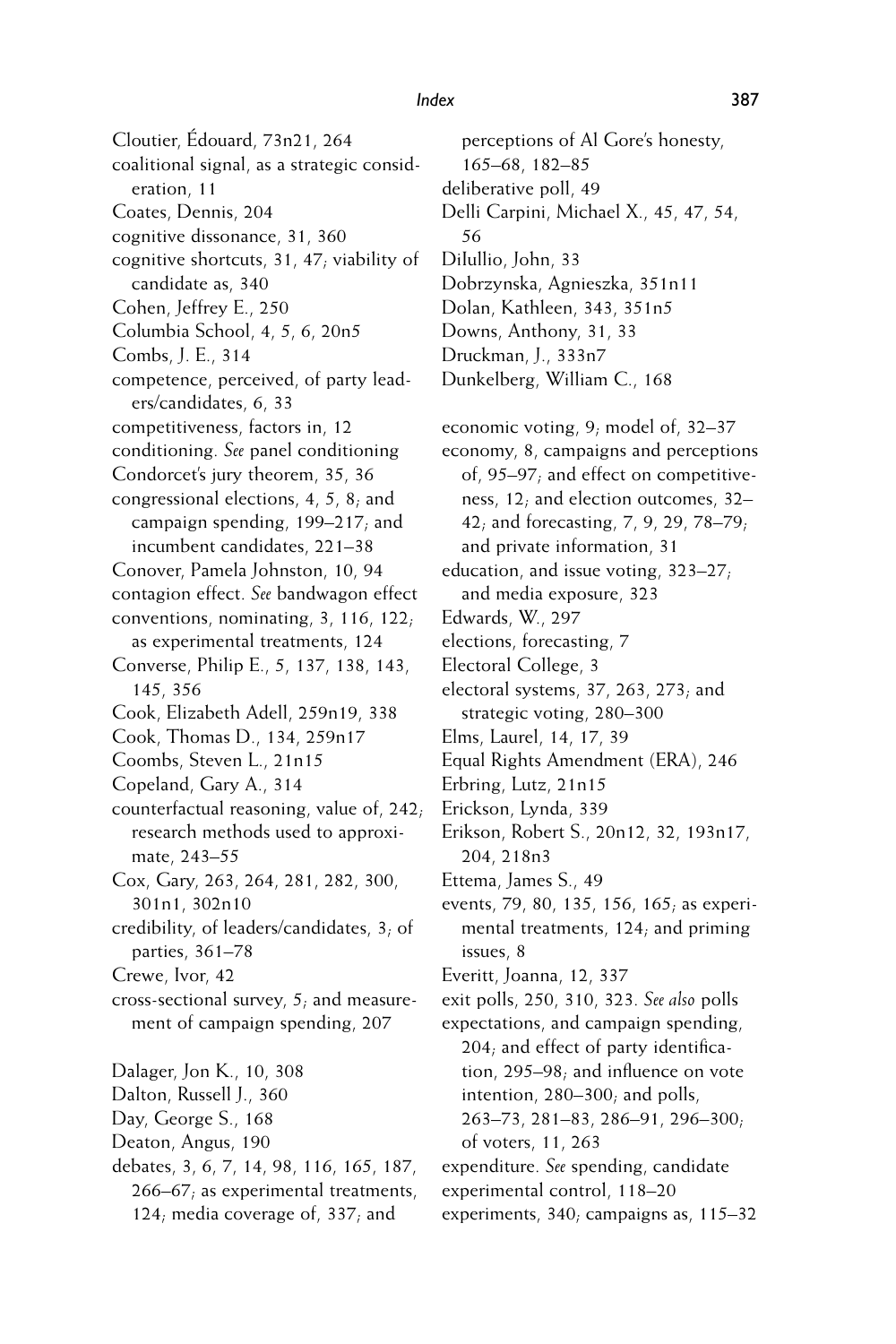Cloutier, Édouard, 73n21, 264
coalitional signal, as a strategic consideration, 11
Coates, Dennis, 204
cognitive dissonance, 31, 360
cognitive shortcuts, 31, 47; viability of candidate as, 340
Cohen, Jeffrey E., 250
Columbia School, 4, 5, 6, 20n5
Combs, J. E., 314
competence, perceived, of party leaders/candidates, 6, 33
competitiveness, factors in, 12
conditioning. *See* panel conditioning
Condorcet's jury theorem, 35, 36
congressional elections, 4, 5, 8; and campaign spending, 199–217; and incumbent candidates, 221–38
Conover, Pamela Johnston, 10, 94
contagion effect. *See* bandwagon effect
conventions, nominating, 3, 116, 122; as experimental treatments, 124
Converse, Philip E., 5, 137, 138, 143, 145, 356
Cook, Elizabeth Adell, 259n19, 338
Cook, Thomas D., 134, 259n17
Coombs, Steven L., 21n15
Copeland, Gary A., 314
counterfactual reasoning, value of, 242; research methods used to approximate, 243–55
Cox, Gary, 263, 264, 281, 282, 300, 301n1, 302n10
credibility, of leaders/candidates, 3; of parties, 361–78
Crewe, Ivor, 42
cross-sectional survey, 5; and measurement of campaign spending, 207

Dalager, Jon K., 10, 308
Dalton, Russell J., 360
Day, George S., 168
Deaton, Angus, 190
debates, 3, 6, 7, 14, 98, 116, 165, 187, 266–67; as experimental treatments, 124; media coverage of, 337; and perceptions of Al Gore's honesty, 165–68, 182–85
deliberative poll, 49
Delli Carpini, Michael X., 45, 47, 54, 56
DiIullio, John, 33
Dobrzynska, Agnieszka, 351n11
Dolan, Kathleen, 343, 351n5
Downs, Anthony, 31, 33
Druckman, J., 333n7
Dunkelberg, William C., 168

economic voting, 9; model of, 32–37
economy, 8, campaigns and perceptions of, 95–97; and effect on competitiveness, 12; and election outcomes, 32–42; and forecasting, 7, 9, 29, 78–79; and private information, 31
education, and issue voting, 323–27; and media exposure, 323
Edwards, W., 297
elections, forecasting, 7
Electoral College, 3
electoral systems, 37, 263, 273; and strategic voting, 280–300
Elms, Laurel, 14, 17, 39
Equal Rights Amendment (ERA), 246
Erbring, Lutz, 21n15
Erickson, Lynda, 339
Erikson, Robert S., 20n12, 32, 193n17, 204, 218n3
Ettema, James S., 49
events, 79, 80, 135, 156, 165; as experimental treatments, 124; and priming issues, 8
Everitt, Joanna, 12, 337
exit polls, 250, 310, 323. *See also* polls
expectations, and campaign spending, 204; and effect of party identification, 295–98; and influence on vote intention, 280–300; and polls, 263–73, 281–83, 286–91, 296–300; of voters, 11, 263
expenditure. *See* spending, candidate
experimental control, 118–20
experiments, 340; campaigns as, 115–32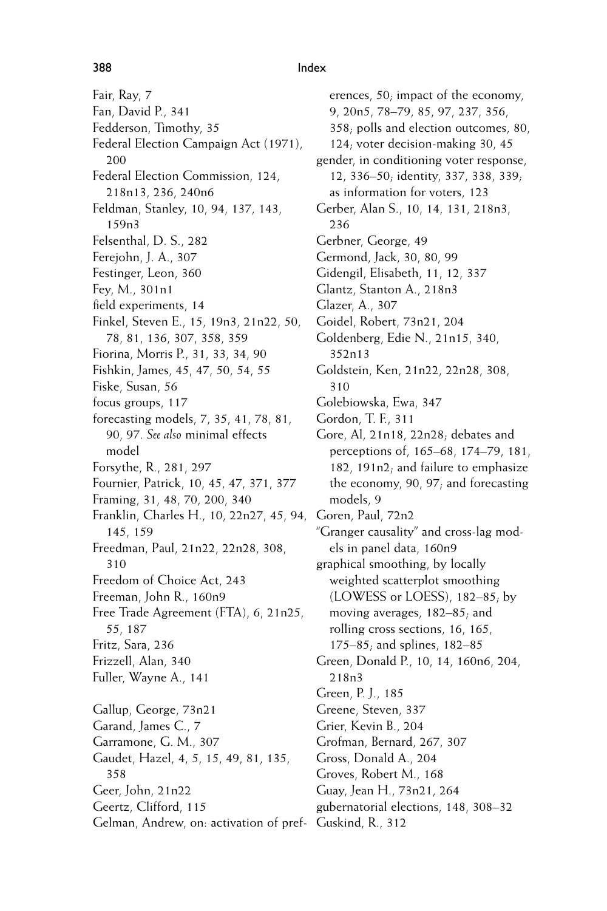Fair, Ray, 7
Fan, David P., 341
Fedderson, Timothy, 35
Federal Election Campaign Act (1971), 200
Federal Election Commission, 124, 218n13, 236, 240n6
Feldman, Stanley, 10, 94, 137, 143, 159n3
Felsenthal, D. S., 282
Ferejohn, J. A., 307
Festinger, Leon, 360
Fey, M., 301n1
field experiments, 14
Finkel, Steven E., 15, 19n3, 21n22, 50, 78, 81, 136, 307, 358, 359
Fiorina, Morris P., 31, 33, 34, 90
Fishkin, James, 45, 47, 50, 54, 55
Fiske, Susan, 56
focus groups, 117
forecasting models, 7, 35, 41, 78, 81, 90, 97. *See also* minimal effects model
Forsythe, R., 281, 297
Fournier, Patrick, 10, 45, 47, 371, 377
Framing, 31, 48, 70, 200, 340
Franklin, Charles H., 10, 22n27, 45, 94, 145, 159
Freedman, Paul, 21n22, 22n28, 308, 310
Freedom of Choice Act, 243
Freeman, John R., 160n9
Free Trade Agreement (FTA), 6, 21n25, 55, 187
Fritz, Sara, 236
Frizzell, Alan, 340
Fuller, Wayne A., 141

Gallup, George, 73n21
Garand, James C., 7
Garramone, G. M., 307
Gaudet, Hazel, 4, 5, 15, 49, 81, 135, 358
Geer, John, 21n22
Geertz, Clifford, 115
Gelman, Andrew, on: activation of preferences, 50; impact of the economy, 9, 20n5, 78–79, 85, 97, 237, 356, 358; polls and election outcomes, 80, 124; voter decision-making 30, 45
gender, in conditioning voter response, 12, 336–50; identity, 337, 338, 339; as information for voters, 123
Gerber, Alan S., 10, 14, 131, 218n3, 236
Gerbner, George, 49
Germond, Jack, 30, 80, 99
Gidengil, Elisabeth, 11, 12, 337
Glantz, Stanton A., 218n3
Glazer, A., 307
Goidel, Robert, 73n21, 204
Goldenberg, Edie N., 21n15, 340, 352n13
Goldstein, Ken, 21n22, 22n28, 308, 310
Golebiowska, Ewa, 347
Gordon, T. F., 311
Gore, Al, 21n18, 22n28; debates and perceptions of, 165–68, 174–79, 181, 182, 191n2; and failure to emphasize the economy, 90, 97; and forecasting models, 9
Goren, Paul, 72n2
"Granger causality" and cross-lag models in panel data, 160n9
graphical smoothing, by locally weighted scatterplot smoothing (LOWESS or LOESS), 182–85; by moving averages, 182–85; and rolling cross sections, 16, 165, 175–85; and splines, 182–85
Green, Donald P., 10, 14, 160n6, 204, 218n3
Green, P. J., 185
Greene, Steven, 337
Grier, Kevin B., 204
Grofman, Bernard, 267, 307
Gross, Donald A., 204
Groves, Robert M., 168
Guay, Jean H., 73n21, 264
gubernatorial elections, 148, 308–32
Guskind, R., 312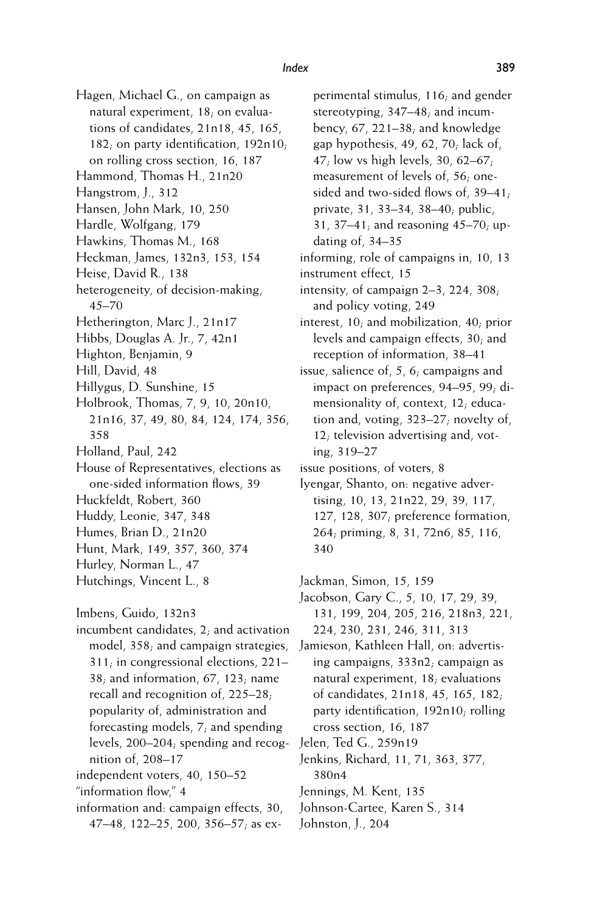Hagen, Michael G., on campaign as natural experiment, 18; on evaluations of candidates, 21n18, 45, 165, 182; on party identification, 192n10; on rolling cross section, 16, 187

Hammond, Thomas H., 21n20

Hangstrom, J., 312

Hansen, John Mark, 10, 250

Hardle, Wolfgang, 179

Hawkins, Thomas M., 168

Heckman, James, 132n3, 153, 154

Heise, David R., 138

heterogeneity, of decision-making, 45–70

Hetherington, Marc J., 21n17

Hibbs, Douglas A. Jr., 7, 42n1

Highton, Benjamin, 9

Hill, David, 48

Hillygus, D. Sunshine, 15

Holbrook, Thomas, 7, 9, 10, 20n10, 21n16, 37, 49, 80, 84, 124, 174, 356, 358

Holland, Paul, 242

House of Representatives, elections as one-sided information flows, 39

Huckfeldt, Robert, 360

Huddy, Leonie, 347, 348

Humes, Brian D., 21n20

Hunt, Mark, 149, 357, 360, 374

Hurley, Norman L., 47

Hutchings, Vincent L., 8

Imbens, Guido, 132n3

incumbent candidates, 2; and activation model, 358; and campaign strategies, 311; in congressional elections, 221–38; and information, 67, 123; name recall and recognition of, 225–28; popularity of, administration and forecasting models, 7; and spending levels, 200–204; spending and recognition of, 208–17

independent voters, 40, 150–52

"information flow," 4

information and: campaign effects, 30, 47–48, 122–25, 200, 356–57; as experimental stimulus, 116; and gender stereotyping, 347–48; and incumbency, 67, 221–38; and knowledge gap hypothesis, 49, 62, 70; lack of, 47; low vs high levels, 30, 62–67; measurement of levels of, 56; one-sided and two-sided flows of, 39–41; private, 31, 33–34, 38–40; public, 31, 37–41; and reasoning 45–70; updating of, 34–35

informing, role of campaigns in, 10, 13

instrument effect, 15

intensity, of campaign 2–3, 224, 308; and policy voting, 249

interest, 10; and mobilization, 40; prior levels and campaign effects, 30; and reception of information, 38–41

issue, salience of, 5, 6; campaigns and impact on preferences, 94–95, 99; dimensionality of, context, 12; education and, voting, 323–27; novelty of, 12; television advertising and, voting, 319–27

issue positions, of voters, 8

Iyengar, Shanto, on: negative advertising, 10, 13, 21n22, 29, 39, 117, 127, 128, 307; preference formation, 264; priming, 8, 31, 72n6, 85, 116, 340

Jackman, Simon, 15, 159

Jacobson, Gary C., 5, 10, 17, 29, 39, 131, 199, 204, 205, 216, 218n3, 221, 224, 230, 231, 246, 311, 313

Jamieson, Kathleen Hall, on: advertising campaigns, 333n2; campaign as natural experiment, 18; evaluations of candidates, 21n18, 45, 165, 182; party identification, 192n10; rolling cross section, 16, 187

Jelen, Ted G., 259n19

Jenkins, Richard, 11, 71, 363, 377, 380n4

Jennings, M. Kent, 135

Johnson-Cartee, Karen S., 314

Johnston, J., 204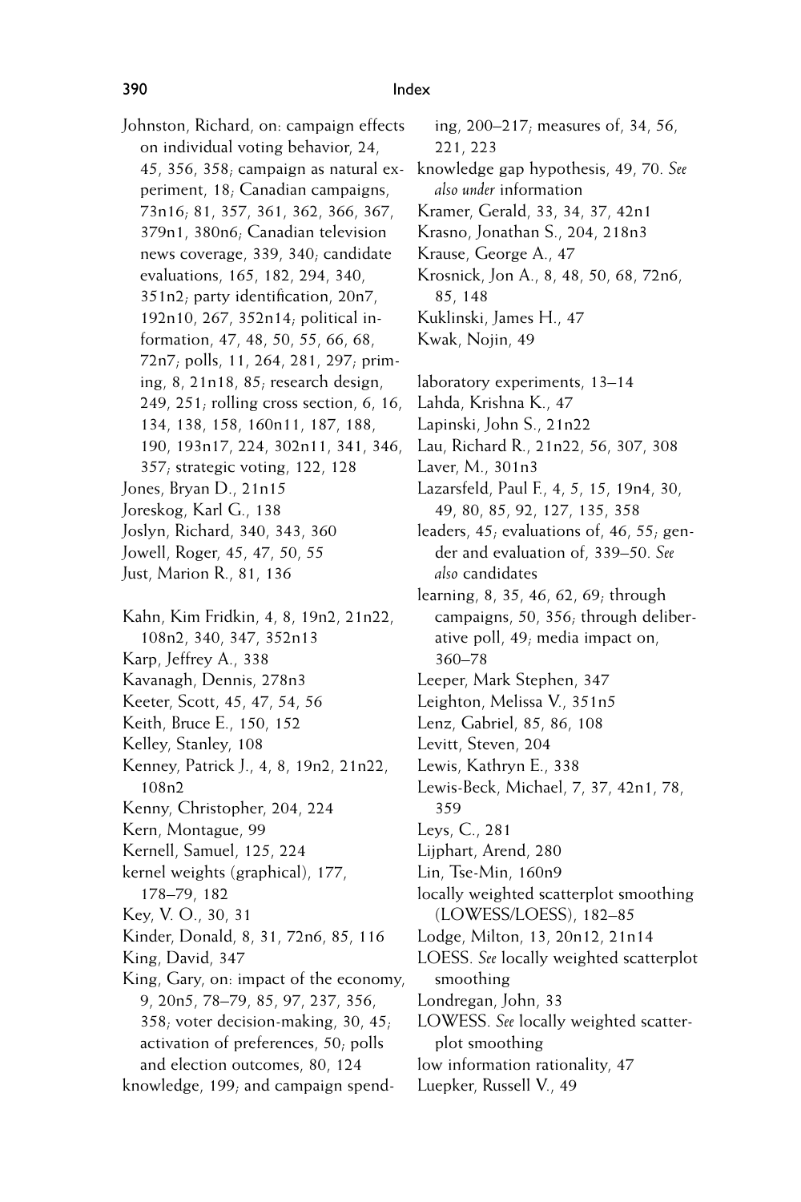Johnston, Richard, on: campaign effects on individual voting behavior, 24, 45, 356, 358; campaign as natural experiment, 18; Canadian campaigns, 73n16; 81, 357, 361, 362, 366, 367, 379n1, 380n6; Canadian television news coverage, 339, 340; candidate evaluations, 165, 182, 294, 340, 351n2; party identification, 20n7, 192n10, 267, 352n14; political information, 47, 48, 50, 55, 66, 68, 72n7; polls, 11, 264, 281, 297; priming, 8, 21n18, 85; research design, 249, 251; rolling cross section, 6, 16, 134, 138, 158, 160n11, 187, 188, 190, 193n17, 224, 302n11, 341, 346, 357; strategic voting, 122, 128

Jones, Bryan D., 21n15

Joreskog, Karl G., 138

Joslyn, Richard, 340, 343, 360

Jowell, Roger, 45, 47, 50, 55

Just, Marion R., 81, 136

Kahn, Kim Fridkin, 4, 8, 19n2, 21n22, 108n2, 340, 347, 352n13

Karp, Jeffrey A., 338

Kavanagh, Dennis, 278n3

Keeter, Scott, 45, 47, 54, 56

Keith, Bruce E., 150, 152

Kelley, Stanley, 108

Kenney, Patrick J., 4, 8, 19n2, 21n22, 108n2

Kenny, Christopher, 204, 224

Kern, Montague, 99

Kernell, Samuel, 125, 224

kernel weights (graphical), 177, 178–79, 182

Key, V. O., 30, 31

Kinder, Donald, 8, 31, 72n6, 85, 116

King, David, 347

King, Gary, on: impact of the economy, 9, 20n5, 78–79, 85, 97, 237, 356, 358; voter decision-making, 30, 45; activation of preferences, 50; polls and election outcomes, 80, 124

knowledge, 199; and campaign spending, 200–217; measures of, 34, 56, 221, 223

knowledge gap hypothesis, 49, 70. *See also under* information

Kramer, Gerald, 33, 34, 37, 42n1

Krasno, Jonathan S., 204, 218n3

Krause, George A., 47

Krosnick, Jon A., 8, 48, 50, 68, 72n6, 85, 148

Kuklinski, James H., 47

Kwak, Nojin, 49

laboratory experiments, 13–14

Lahda, Krishna K., 47

Lapinski, John S., 21n22

Lau, Richard R., 21n22, 56, 307, 308

Laver, M., 301n3

Lazarsfeld, Paul F., 4, 5, 15, 19n4, 30, 49, 80, 85, 92, 127, 135, 358

leaders, 45; evaluations of, 46, 55; gender and evaluation of, 339–50. *See also* candidates

learning, 8, 35, 46, 62, 69; through campaigns, 50, 356; through deliberative poll, 49; media impact on, 360–78

Leeper, Mark Stephen, 347

Leighton, Melissa V., 351n5

Lenz, Gabriel, 85, 86, 108

Levitt, Steven, 204

Lewis, Kathryn E., 338

Lewis-Beck, Michael, 7, 37, 42n1, 78, 359

Leys, C., 281

Lijphart, Arend, 280

Lin, Tse-Min, 160n9

locally weighted scatterplot smoothing (LOWESS/LOESS), 182–85

Lodge, Milton, 13, 20n12, 21n14

LOESS. *See* locally weighted scatterplot smoothing

Londregan, John, 33

LOWESS. *See* locally weighted scatterplot smoothing

low information rationality, 47

Luepker, Russell V., 49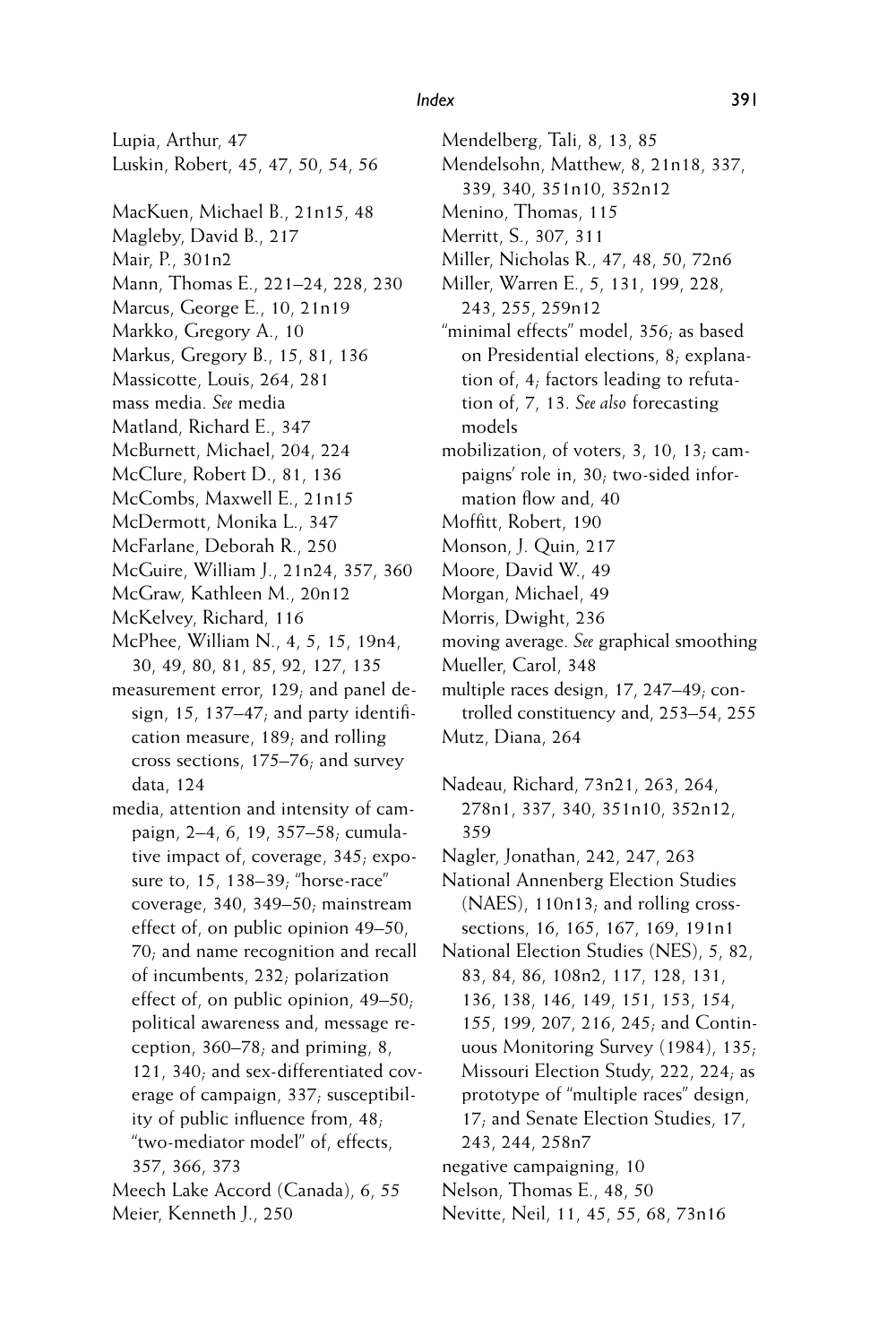Lupia, Arthur, 47
Luskin, Robert, 45, 47, 50, 54, 56

MacKuen, Michael B., 21n15, 48
Magleby, David B., 217
Mair, P., 301n2
Mann, Thomas E., 221–24, 228, 230
Marcus, George E., 10, 21n19
Markko, Gregory A., 10
Markus, Gregory B., 15, 81, 136
Massicotte, Louis, 264, 281
mass media. *See* media
Matland, Richard E., 347
McBurnett, Michael, 204, 224
McClure, Robert D., 81, 136
McCombs, Maxwell E., 21n15
McDermott, Monika L., 347
McFarlane, Deborah R., 250
McGuire, William J., 21n24, 357, 360
McGraw, Kathleen M., 20n12
McKelvey, Richard, 116
McPhee, William N., 4, 5, 15, 19n4, 30, 49, 80, 81, 85, 92, 127, 135
measurement error, 129; and panel design, 15, 137–47; and party identification measure, 189; and rolling cross sections, 175–76; and survey data, 124
media, attention and intensity of campaign, 2–4, 6, 19, 357–58; cumulative impact of, coverage, 345; exposure to, 15, 138–39; "horse-race" coverage, 340, 349–50; mainstream effect of, on public opinion 49–50, 70; and name recognition and recall of incumbents, 232; polarization effect of, on public opinion, 49–50; political awareness and, message reception, 360–78; and priming, 8, 121, 340; and sex-differentiated coverage of campaign, 337; susceptibility of public influence from, 48; "two-mediator model" of, effects, 357, 366, 373
Meech Lake Accord (Canada), 6, 55
Meier, Kenneth J., 250
Mendelberg, Tali, 8, 13, 85
Mendelsohn, Matthew, 8, 21n18, 337, 339, 340, 351n10, 352n12
Menino, Thomas, 115
Merritt, S., 307, 311
Miller, Nicholas R., 47, 48, 50, 72n6
Miller, Warren E., 5, 131, 199, 228, 243, 255, 259n12
"minimal effects" model, 356; as based on Presidential elections, 8; explanation of, 4; factors leading to refutation of, 7, 13. *See also* forecasting models
mobilization, of voters, 3, 10, 13; campaigns' role in, 30; two-sided information flow and, 40
Moffitt, Robert, 190
Monson, J. Quin, 217
Moore, David W., 49
Morgan, Michael, 49
Morris, Dwight, 236
moving average. *See* graphical smoothing
Mueller, Carol, 348
multiple races design, 17, 247–49; controlled constituency and, 253–54, 255
Mutz, Diana, 264

Nadeau, Richard, 73n21, 263, 264, 278n1, 337, 340, 351n10, 352n12, 359
Nagler, Jonathan, 242, 247, 263
National Annenberg Election Studies (NAES), 110n13; and rolling cross-sections, 16, 165, 167, 169, 191n1
National Election Studies (NES), 5, 82, 83, 84, 86, 108n2, 117, 128, 131, 136, 138, 146, 149, 151, 153, 154, 155, 199, 207, 216, 245; and Continuous Monitoring Survey (1984), 135; Missouri Election Study, 222, 224; as prototype of "multiple races" design, 17; and Senate Election Studies, 17, 243, 244, 258n7
negative campaigning, 10
Nelson, Thomas E., 48, 50
Nevitte, Neil, 11, 45, 55, 68, 73n16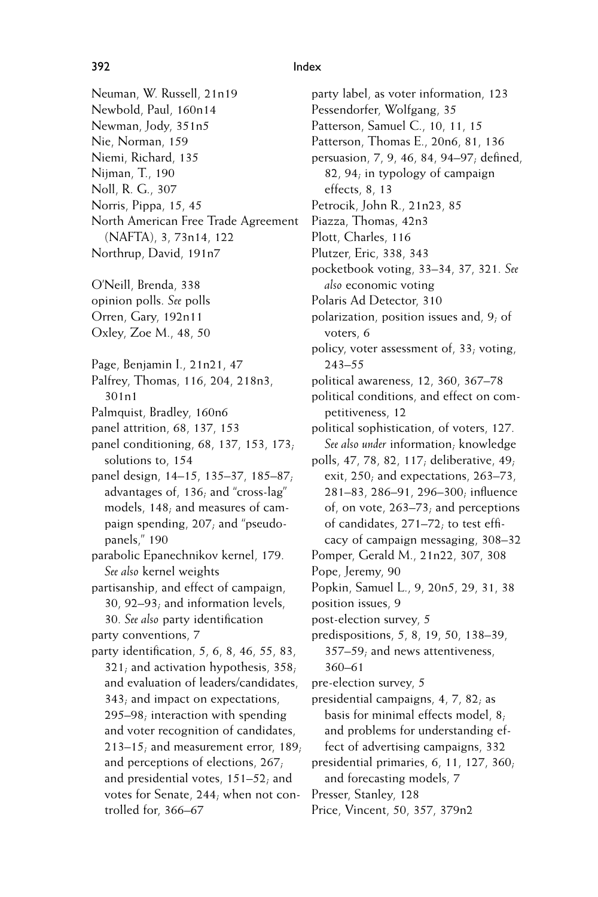Neuman, W. Russell, 21n19
Newbold, Paul, 160n14
Newman, Jody, 351n5
Nie, Norman, 159
Niemi, Richard, 135
Nijman, T., 190
Noll, R. G., 307
Norris, Pippa, 15, 45
North American Free Trade Agreement (NAFTA), 3, 73n14, 122
Northrup, David, 191n7

O'Neill, Brenda, 338
opinion polls. *See* polls
Orren, Gary, 192n11
Oxley, Zoe M., 48, 50

Page, Benjamin I., 21n21, 47
Palfrey, Thomas, 116, 204, 218n3, 301n1
Palmquist, Bradley, 160n6
panel attrition, 68, 137, 153
panel conditioning, 68, 137, 153, 173; solutions to, 154
panel design, 14–15, 135–37, 185–87; advantages of, 136; and "cross-lag" models, 148; and measures of campaign spending, 207; and "pseudo-panels," 190
parabolic Epanechnikov kernel, 179. *See also* kernel weights
partisanship, and effect of campaign, 30, 92–93; and information levels, 30. *See also* party identification
party conventions, 7
party identification, 5, 6, 8, 46, 55, 83, 321; and activation hypothesis, 358; and evaluation of leaders/candidates, 343; and impact on expectations, 295–98; interaction with spending and voter recognition of candidates, 213–15; and measurement error, 189; and perceptions of elections, 267; and presidential votes, 151–52; and votes for Senate, 244; when not controlled for, 366–67
party label, as voter information, 123
Pessendorfer, Wolfgang, 35
Patterson, Samuel C., 10, 11, 15
Patterson, Thomas E., 20n6, 81, 136
persuasion, 7, 9, 46, 84, 94–97; defined, 82, 94; in typology of campaign effects, 8, 13
Petrocik, John R., 21n23, 85
Piazza, Thomas, 42n3
Plott, Charles, 116
Plutzer, Eric, 338, 343
pocketbook voting, 33–34, 37, 321. *See also* economic voting
Polaris Ad Detector, 310
polarization, position issues and, 9; of voters, 6
policy, voter assessment of, 33; voting, 243–55
political awareness, 12, 360, 367–78
political conditions, and effect on competitiveness, 12
political sophistication, of voters, 127. *See also under* information; knowledge
polls, 47, 78, 82, 117; deliberative, 49; exit, 250; and expectations, 263–73, 281–83, 286–91, 296–300; influence of, on vote, 263–73; and perceptions of candidates, 271–72; to test efficacy of campaign messaging, 308–32
Pomper, Gerald M., 21n22, 307, 308
Pope, Jeremy, 90
Popkin, Samuel L., 9, 20n5, 29, 31, 38
position issues, 9
post-election survey, 5
predispositions, 5, 8, 19, 50, 138–39, 357–59; and news attentiveness, 360–61
pre-election survey, 5
presidential campaigns, 4, 7, 82; as basis for minimal effects model, 8; and problems for understanding effect of advertising campaigns, 332
presidential primaries, 6, 11, 127, 360; and forecasting models, 7
Presser, Stanley, 128
Price, Vincent, 50, 357, 379n2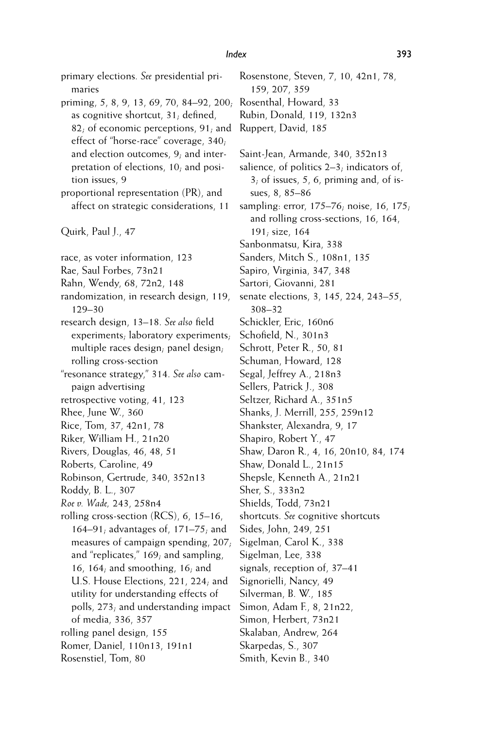primary elections. *See* presidential primaries

priming, 5, 8, 9, 13, 69, 70, 84–92, 200; as cognitive shortcut, 31; defined, 82; of economic perceptions, 91; and effect of "horse-race" coverage, 340; and election outcomes, 9; and interpretation of elections, 10; and position issues, 9

proportional representation (PR), and affect on strategic considerations, 11

Quirk, Paul J., 47

race, as voter information, 123

Rae, Saul Forbes, 73n21

Rahn, Wendy, 68, 72n2, 148

randomization, in research design, 119, 129–30

research design, 13–18. *See also* field experiments; laboratory experiments; multiple races design; panel design; rolling cross-section

"resonance strategy," 314. *See also* campaign advertising

retrospective voting, 41, 123

Rhee, June W., 360

Rice, Tom, 37, 42n1, 78

Riker, William H., 21n20

Rivers, Douglas, 46, 48, 51

Roberts, Caroline, 49

Robinson, Gertrude, 340, 352n13

Roddy, B. L., 307

*Roe v. Wade*, 243, 258n4

rolling cross-section (RCS), 6, 15–16, 164–91; advantages of, 171–75; and measures of campaign spending, 207; and "replicates," 169; and sampling, 16, 164; and smoothing, 16; and U.S. House Elections, 221, 224; and utility for understanding effects of polls, 273; and understanding impact of media, 336, 357

rolling panel design, 155

Romer, Daniel, 110n13, 191n1

Rosenstiel, Tom, 80

Rosenstone, Steven, 7, 10, 42n1, 78, 159, 207, 359

Rosenthal, Howard, 33

Rubin, Donald, 119, 132n3

Ruppert, David, 185

Saint-Jean, Armande, 340, 352n13

salience, of politics 2–3; indicators of, 3; of issues, 5, 6, priming and, of issues, 8, 85–86

sampling: error, 175–76; noise, 16, 175; and rolling cross-sections, 16, 164, 191; size, 164

Sanbonmatsu, Kira, 338

Sanders, Mitch S., 108n1, 135

Sapiro, Virginia, 347, 348

Sartori, Giovanni, 281

senate elections, 3, 145, 224, 243–55, 308–32

Schickler, Eric, 160n6

Schofield, N., 301n3

Schrott, Peter R., 50, 81

Schuman, Howard, 128

Segal, Jeffrey A., 218n3

Sellers, Patrick J., 308

Seltzer, Richard A., 351n5

Shanks, J. Merrill, 255, 259n12

Shankster, Alexandra, 9, 17

Shapiro, Robert Y., 47

Shaw, Daron R., 4, 16, 20n10, 84, 174

Shaw, Donald L., 21n15

Shepsle, Kenneth A., 21n21

Sher, S., 333n2

Shields, Todd, 73n21

shortcuts. *See* cognitive shortcuts

Sides, John, 249, 251

Sigelman, Carol K., 338

Sigelman, Lee, 338

signals, reception of, 37–41

Signorielli, Nancy, 49

Silverman, B. W., 185

Simon, Adam F., 8, 21n22,

Simon, Herbert, 73n21

Skalaban, Andrew, 264

Skarpedas, S., 307

Smith, Kevin B., 340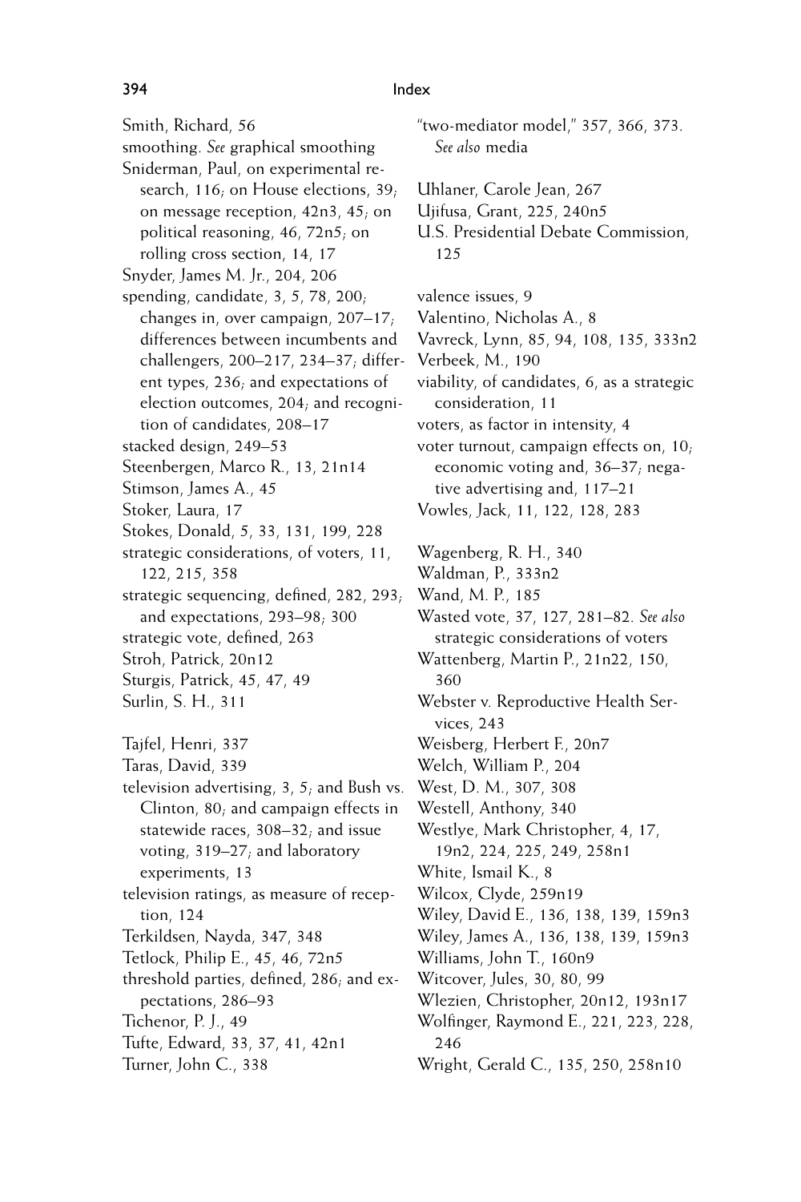Smith, Richard, 56

smoothing. *See* graphical smoothing

Sniderman, Paul, on experimental research, 116; on House elections, 39; on message reception, 42n3, 45; on political reasoning, 46, 72n5; on rolling cross section, 14, 17

Snyder, James M. Jr., 204, 206

spending, candidate, 3, 5, 78, 200; changes in, over campaign, 207–17; differences between incumbents and challengers, 200–217, 234–37; different types, 236; and expectations of election outcomes, 204; and recognition of candidates, 208–17

stacked design, 249–53

Steenbergen, Marco R., 13, 21n14

Stimson, James A., 45

Stoker, Laura, 17

Stokes, Donald, 5, 33, 131, 199, 228

strategic considerations, of voters, 11, 122, 215, 358

strategic sequencing, defined, 282, 293; and expectations, 293–98; 300

strategic vote, defined, 263

Stroh, Patrick, 20n12

Sturgis, Patrick, 45, 47, 49

Surlin, S. H., 311

Tajfel, Henri, 337

Taras, David, 339

television advertising, 3, 5; and Bush vs. Clinton, 80; and campaign effects in statewide races, 308–32; and issue voting, 319–27; and laboratory experiments, 13

television ratings, as measure of reception, 124

Terkildsen, Nayda, 347, 348

Tetlock, Philip E., 45, 46, 72n5

threshold parties, defined, 286; and expectations, 286–93

Tichenor, P. J., 49

Tufte, Edward, 33, 37, 41, 42n1

Turner, John C., 338

"two-mediator model," 357, 366, 373. *See also* media

Uhlaner, Carole Jean, 267

Ujifusa, Grant, 225, 240n5

U.S. Presidential Debate Commission, 125

valence issues, 9

Valentino, Nicholas A., 8

Vavreck, Lynn, 85, 94, 108, 135, 333n2

Verbeek, M., 190

viability, of candidates, 6, as a strategic consideration, 11

voters, as factor in intensity, 4

voter turnout, campaign effects on, 10; economic voting and, 36–37; negative advertising and, 117–21

Vowles, Jack, 11, 122, 128, 283

Wagenberg, R. H., 340

Waldman, P., 333n2

Wand, M. P., 185

Wasted vote, 37, 127, 281–82. *See also* strategic considerations of voters

Wattenberg, Martin P., 21n22, 150, 360

Webster v. Reproductive Health Services, 243

Weisberg, Herbert F., 20n7

Welch, William P., 204

West, D. M., 307, 308

Westell, Anthony, 340

Westlye, Mark Christopher, 4, 17, 19n2, 224, 225, 249, 258n1

White, Ismail K., 8

Wilcox, Clyde, 259n19

Wiley, David E., 136, 138, 139, 159n3

Wiley, James A., 136, 138, 139, 159n3

Williams, John T., 160n9

Witcover, Jules, 30, 80, 99

Wlezien, Christopher, 20n12, 193n17

Wolfinger, Raymond E., 221, 223, 228, 246

Wright, Gerald C., 135, 250, 258n10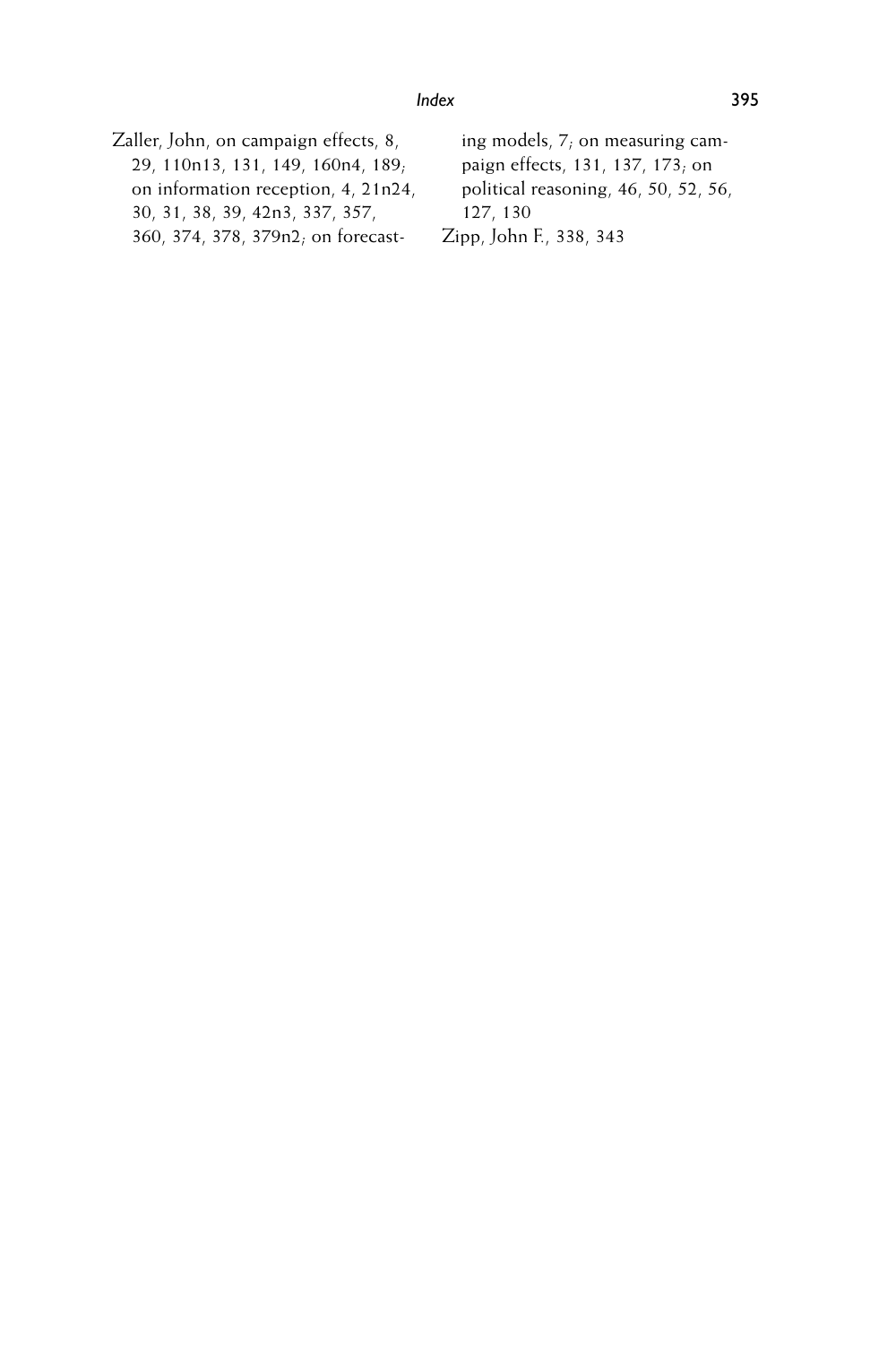Zaller, John, on campaign effects, 8, 29, 110n13, 131, 149, 160n4, 189; on information reception, 4, 21n24, 30, 31, 38, 39, 42n3, 337, 357, 360, 374, 378, 379n2; on forecasting models, 7; on measuring campaign effects, 131, 137, 173; on political reasoning, 46, 50, 52, 56, 127, 130

Zipp, John F., 338, 343